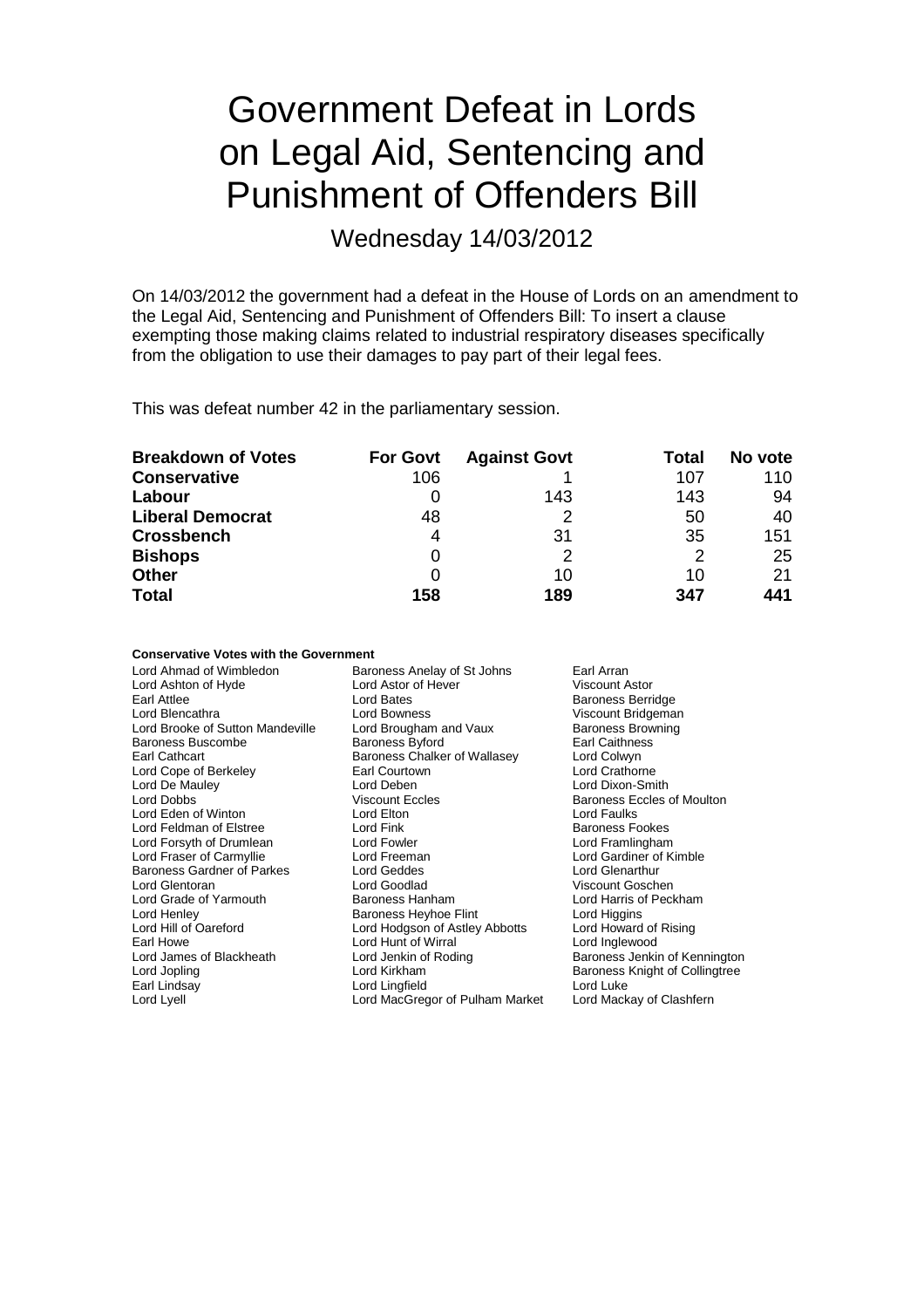# Government Defeat in Lords on Legal Aid, Sentencing and Punishment of Offenders Bill

Wednesday 14/03/2012

On 14/03/2012 the government had a defeat in the House of Lords on an amendment to the Legal Aid, Sentencing and Punishment of Offenders Bill: To insert a clause exempting those making claims related to industrial respiratory diseases specifically from the obligation to use their damages to pay part of their legal fees.

This was defeat number 42 in the parliamentary session.

| Breakdown of Votes | For Govt | Against Govt | Total | No vote |
|---|---|---|---|---|
| **Conservative** | 106 | 1 | 107 | 110 |
| **Labour** | 0 | 143 | 143 | 94 |
| **Liberal Democrat** | 48 | 2 | 50 | 40 |
| **Crossbench** | 4 | 31 | 35 | 151 |
| **Bishops** | 0 | 2 | 2 | 25 |
| **Other** | 0 | 10 | 10 | 21 |
| **Total** | **158** | **189** | **347** | **441** |

**Conservative Votes with the Government**

| | | |
|---|---|---|
| Lord Ahmad of Wimbledon | Baroness Anelay of St Johns | Earl Arran |
| Lord Ashton of Hyde | Lord Astor of Hever | Viscount Astor |
| Earl Attlee | Lord Bates | Baroness Berridge |
| Lord Blencathra | Lord Bowness | Viscount Bridgeman |
| Lord Brooke of Sutton Mandeville | Lord Brougham and Vaux | Baroness Browning |
| Baroness Buscombe | Baroness Byford | Earl Caithness |
| Earl Cathcart | Baroness Chalker of Wallasey | Lord Colwyn |
| Lord Cope of Berkeley | Earl Courtown | Lord Crathorne |
| Lord De Mauley | Lord Deben | Lord Dixon-Smith |
| Lord Dobbs | Viscount Eccles | Baroness Eccles of Moulton |
| Lord Eden of Winton | Lord Elton | Lord Faulks |
| Lord Feldman of Elstree | Lord Fink | Baroness Fookes |
| Lord Forsyth of Drumlean | Lord Fowler | Lord Framlingham |
| Lord Fraser of Carmyllie | Lord Freeman | Lord Gardiner of Kimble |
| Baroness Gardner of Parkes | Lord Geddes | Lord Glenarthur |
| Lord Glentoran | Lord Goodlad | Viscount Goschen |
| Lord Grade of Yarmouth | Baroness Hanham | Lord Harris of Peckham |
| Lord Henley | Baroness Heyhoe Flint | Lord Higgins |
| Lord Hill of Oareford | Lord Hodgson of Astley Abbotts | Lord Howard of Rising |
| Earl Howe | Lord Hunt of Wirral | Lord Inglewood |
| Lord James of Blackheath | Lord Jenkin of Roding | Baroness Jenkin of Kennington |
| Lord Jopling | Lord Kirkham | Baroness Knight of Collingtree |
| Earl Lindsay | Lord Lingfield | Lord Luke |
| Lord Lyell | Lord MacGregor of Pulham Market | Lord Mackay of Clashfern |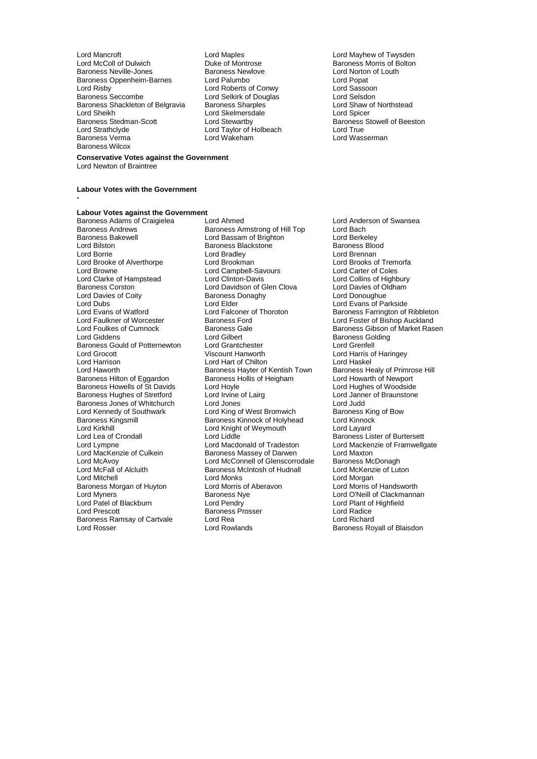Lord Mancroft
Lord Maples
Lord Mayhew of Twysden
Lord McColl of Dulwich
Duke of Montrose
Baroness Morris of Bolton
Baroness Neville-Jones
Baroness Newlove
Lord Norton of Louth
Baroness Oppenheim-Barnes
Lord Palumbo
Lord Popat
Lord Risby
Lord Roberts of Conwy
Lord Sassoon
Baroness Seccombe
Lord Selkirk of Douglas
Lord Selsdon
Baroness Shackleton of Belgravia
Baroness Sharples
Lord Shaw of Northstead
Lord Sheikh
Lord Skelmersdale
Lord Spicer
Baroness Stedman-Scott
Lord Stewartby
Baroness Stowell of Beeston
Lord Strathclyde
Lord Taylor of Holbeach
Lord True
Baroness Verma
Lord Wakeham
Lord Wasserman
Baroness Wilcox

**Conservative Votes against the Government**

Lord Newton of Braintree

**Labour Votes with the Government**

-

**Labour Votes against the Government**

Baroness Adams of Craigielea
Lord Ahmed
Lord Anderson of Swansea
Baroness Andrews
Baroness Armstrong of Hill Top
Lord Bach
Baroness Bakewell
Lord Bassam of Brighton
Lord Berkeley
Lord Bilston
Baroness Blackstone
Baroness Blood
Lord Borrie
Lord Bradley
Lord Brennan
Lord Brooke of Alverthorpe
Lord Brookman
Lord Brooks of Tremorfa
Lord Browne
Lord Campbell-Savours
Lord Carter of Coles
Lord Clarke of Hampstead
Lord Clinton-Davis
Lord Collins of Highbury
Baroness Corston
Lord Davidson of Glen Clova
Lord Davies of Oldham
Lord Davies of Coity
Baroness Donaghy
Lord Donoughue
Lord Dubs
Lord Elder
Lord Evans of Parkside
Lord Evans of Watford
Lord Falconer of Thoroton
Baroness Farrington of Ribbleton
Lord Faulkner of Worcester
Baroness Ford
Lord Foster of Bishop Auckland
Lord Foulkes of Cumnock
Baroness Gale
Baroness Gibson of Market Rasen
Lord Giddens
Lord Gilbert
Baroness Golding
Baroness Gould of Potternewton
Lord Grantchester
Lord Grenfell
Lord Grocott
Viscount Hanworth
Lord Harris of Haringey
Lord Harrison
Lord Hart of Chilton
Lord Haskel
Lord Haworth
Baroness Hayter of Kentish Town
Baroness Healy of Primrose Hill
Baroness Hilton of Eggardon
Baroness Hollis of Heigham
Lord Howarth of Newport
Baroness Howells of St Davids
Lord Hoyle
Lord Hughes of Woodside
Baroness Hughes of Stretford
Lord Irvine of Lairg
Lord Janner of Braunstone
Baroness Jones of Whitchurch
Lord Jones
Lord Judd
Lord Kennedy of Southwark
Lord King of West Bromwich
Baroness King of Bow
Baroness Kingsmill
Baroness Kinnock of Holyhead
Lord Kinnock
Lord Kirkhill
Lord Knight of Weymouth
Lord Layard
Lord Lea of Crondall
Lord Liddle
Baroness Lister of Burtersett
Lord Lympne
Lord Macdonald of Tradeston
Lord Mackenzie of Framwellgate
Lord MacKenzie of Culkein
Baroness Massey of Darwen
Lord Maxton
Lord McAvoy
Lord McConnell of Glenscorrodale
Baroness McDonagh
Lord McFall of Alcluith
Baroness McIntosh of Hudnall
Lord McKenzie of Luton
Lord Mitchell
Lord Monks
Lord Morgan
Baroness Morgan of Huyton
Lord Morris of Aberavon
Lord Morris of Handsworth
Lord Myners
Baroness Nye
Lord O'Neill of Clackmannan
Lord Patel of Blackburn
Lord Pendry
Lord Plant of Highfield
Lord Prescott
Baroness Prosser
Lord Radice
Baroness Ramsay of Cartvale
Lord Rea
Lord Richard
Lord Rosser
Lord Rowlands
Baroness Royall of Blaisdon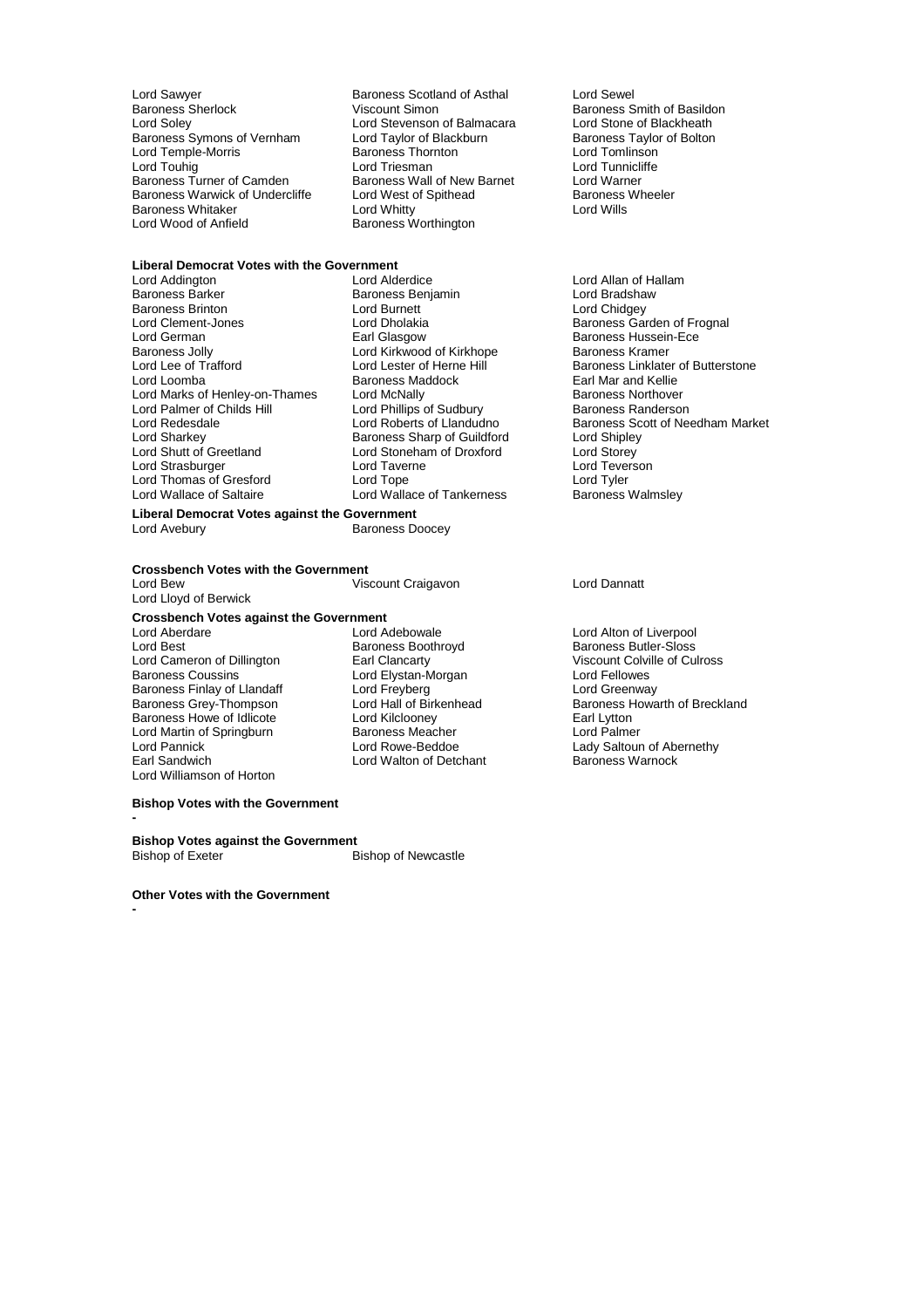Lord Sawyer
Baroness Scotland of Asthal
Lord Sewel
Baroness Sherlock
Viscount Simon
Baroness Smith of Basildon
Lord Soley
Lord Stevenson of Balmacara
Lord Stone of Blackheath
Baroness Symons of Vernham
Lord Taylor of Blackburn
Baroness Taylor of Bolton
Lord Temple-Morris
Baroness Thornton
Lord Tomlinson
Lord Touhig
Lord Triesman
Lord Tunnicliffe
Baroness Turner of Camden
Baroness Wall of New Barnet
Lord Warner
Baroness Warwick of Undercliffe
Lord West of Spithead
Baroness Wheeler
Baroness Whitaker
Lord Whitty
Lord Wills
Lord Wood of Anfield
Baroness Worthington

**Liberal Democrat Votes with the Government**

Lord Addington
Lord Alderdice
Lord Allan of Hallam
Baroness Barker
Baroness Benjamin
Lord Bradshaw
Baroness Brinton
Lord Burnett
Lord Chidgey
Lord Clement-Jones
Lord Dholakia
Baroness Garden of Frognal
Lord German
Earl Glasgow
Baroness Hussein-Ece
Baroness Jolly
Lord Kirkwood of Kirkhope
Baroness Kramer
Lord Lee of Trafford
Lord Lester of Herne Hill
Baroness Linklater of Butterstone
Lord Loomba
Baroness Maddock
Earl Mar and Kellie
Lord Marks of Henley-on-Thames
Lord McNally
Baroness Northover
Lord Palmer of Childs Hill
Lord Phillips of Sudbury
Baroness Randerson
Lord Redesdale
Lord Roberts of Llandudno
Baroness Scott of Needham Market
Lord Sharkey
Baroness Sharp of Guildford
Lord Shipley
Lord Shutt of Greetland
Lord Stoneham of Droxford
Lord Storey
Lord Strasburger
Lord Taverne
Lord Teverson
Lord Thomas of Gresford
Lord Tope
Lord Tyler
Lord Wallace of Saltaire
Lord Wallace of Tankerness
Baroness Walmsley

**Liberal Democrat Votes against the Government**

Lord Avebury
Baroness Doocey

**Crossbench Votes with the Government**

Lord Bew
Viscount Craigavon
Lord Dannatt
Lord Lloyd of Berwick

**Crossbench Votes against the Government**

Lord Aberdare
Lord Adebowale
Lord Alton of Liverpool
Lord Best
Baroness Boothroyd
Baroness Butler-Sloss
Lord Cameron of Dillington
Earl Clancarty
Viscount Colville of Culross
Baroness Coussins
Lord Elystan-Morgan
Lord Fellowes
Baroness Finlay of Llandaff
Lord Freyberg
Lord Greenway
Baroness Grey-Thompson
Lord Hall of Birkenhead
Baroness Howarth of Breckland
Baroness Howe of Idlicote
Lord Kilclooney
Earl Lytton
Lord Martin of Springburn
Baroness Meacher
Lord Palmer
Lord Pannick
Lord Rowe-Beddoe
Lady Saltoun of Abernethy
Earl Sandwich
Lord Walton of Detchant
Baroness Warnock
Lord Williamson of Horton

**Bishop Votes with the Government**

-

**Bishop Votes against the Government**

Bishop of Exeter
Bishop of Newcastle

**Other Votes with the Government**

-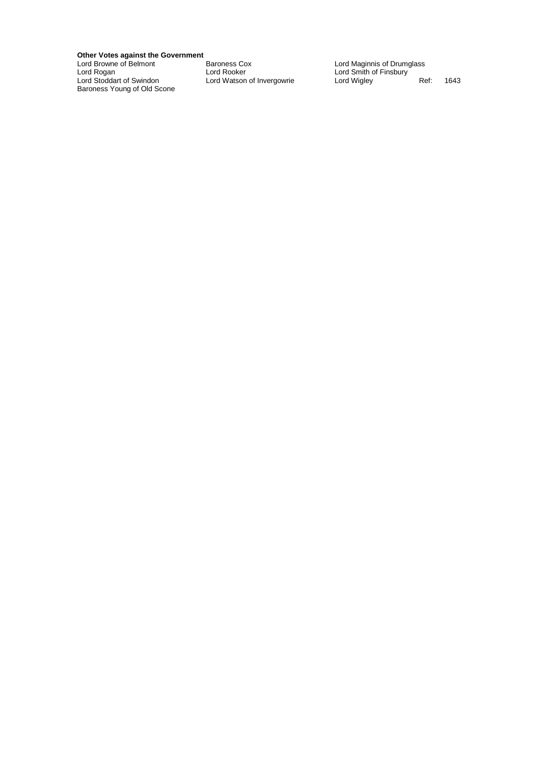**Other Votes against the Government**

| | | |
|---|---|---|
| Lord Browne of Belmont | Baroness Cox | Lord Maginnis of Drumglass |
| Lord Rogan | Lord Rooker | Lord Smith of Finsbury |
| Lord Stoddart of Swindon | Lord Watson of Invergowrie | Lord Wigley |
| Baroness Young of Old Scone | | |

Ref: 1643